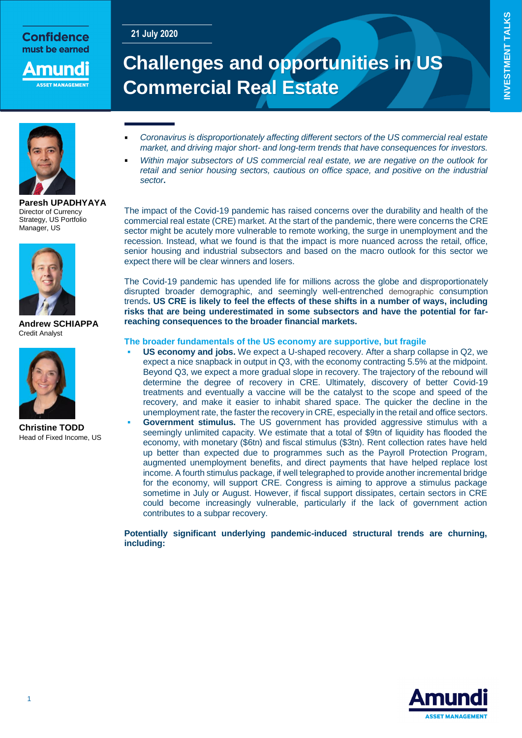Confidence must be earned

Amundi ASSET MANAGEMENT

21 July 2020

INVESTMENT TALKS

# Challenges and opportunities in US Commercial Real Estate

**Paresh UPADHYAYA**
Director of Currency Strategy, US Portfolio Manager, US

**Andrew SCHIAPPA**
Credit Analyst

**Christine TODD**
Head of Fixed Income, US

- *Coronavirus is disproportionately affecting different sectors of the US commercial real estate market, and driving major short- and long-term trends that have consequences for investors.*
- *Within major subsectors of US commercial real estate, we are negative on the outlook for retail and senior housing sectors, cautious on office space, and positive on the industrial sector*.

The impact of the Covid-19 pandemic has raised concerns over the durability and health of the commercial real estate (CRE) market. At the start of the pandemic, there were concerns the CRE sector might be acutely more vulnerable to remote working, the surge in unemployment and the recession. Instead, what we found is that the impact is more nuanced across the retail, office, senior housing and industrial subsectors and based on the macro outlook for this sector we expect there will be clear winners and losers.

The Covid-19 pandemic has upended life for millions across the globe and disproportionately disrupted broader demographic, and seemingly well-entrenched demographic consumption trends. **US CRE is likely to feel the effects of these shifts in a number of ways, including risks that are being underestimated in some subsectors and have the potential for far-reaching consequences to the broader financial markets.**

## The broader fundamentals of the US economy are supportive, but fragile

- **US economy and jobs.** We expect a U-shaped recovery. After a sharp collapse in Q2, we expect a nice snapback in output in Q3, with the economy contracting 5.5% at the midpoint. Beyond Q3, we expect a more gradual slope in recovery. The trajectory of the rebound will determine the degree of recovery in CRE. Ultimately, discovery of better Covid-19 treatments and eventually a vaccine will be the catalyst to the scope and speed of the recovery, and make it easier to inhabit shared space. The quicker the decline in the unemployment rate, the faster the recovery in CRE, especially in the retail and office sectors.
- **Government stimulus.** The US government has provided aggressive stimulus with a seemingly unlimited capacity. We estimate that a total of $9tn of liquidity has flooded the economy, with monetary ($6tn) and fiscal stimulus ($3tn). Rent collection rates have held up better than expected due to programmes such as the Payroll Protection Program, augmented unemployment benefits, and direct payments that have helped replace lost income. A fourth stimulus package, if well telegraphed to provide another incremental bridge for the economy, will support CRE. Congress is aiming to approve a stimulus package sometime in July or August. However, if fiscal support dissipates, certain sectors in CRE could become increasingly vulnerable, particularly if the lack of government action contributes to a subpar recovery.

**Potentially significant underlying pandemic-induced structural trends are churning, including:**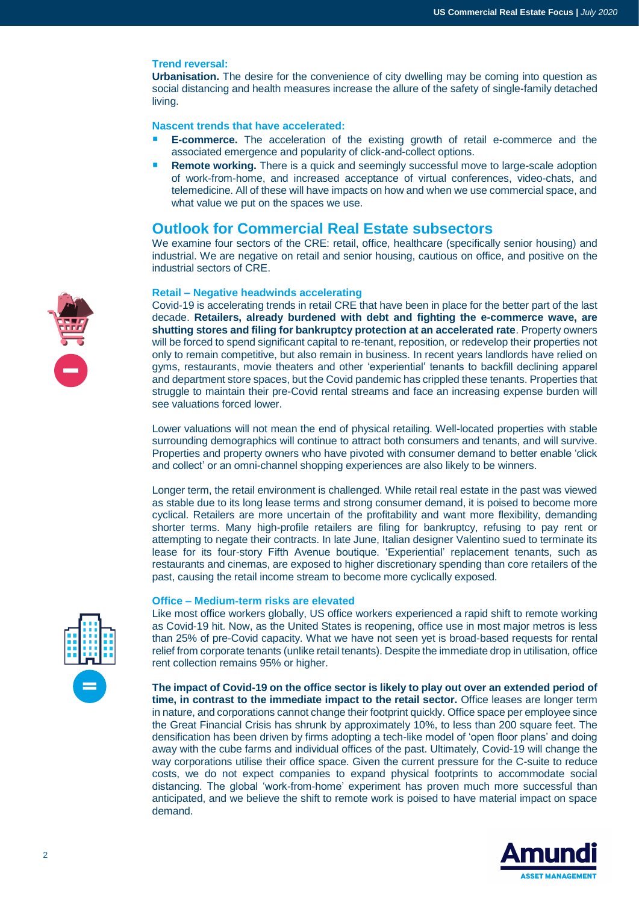**Trend reversal:**

**Urbanisation.** The desire for the convenience of city dwelling may be coming into question as social distancing and health measures increase the allure of the safety of single-family detached living.

**Nascent trends that have accelerated:**

- **E-commerce.** The acceleration of the existing growth of retail e-commerce and the associated emergence and popularity of click-and-collect options.
- **Remote working.** There is a quick and seemingly successful move to large-scale adoption of work-from-home, and increased acceptance of virtual conferences, video-chats, and telemedicine. All of these will have impacts on how and when we use commercial space, and what value we put on the spaces we use.

## Outlook for Commercial Real Estate subsectors

We examine four sectors of the CRE: retail, office, healthcare (specifically senior housing) and industrial. We are negative on retail and senior housing, cautious on office, and positive on the industrial sectors of CRE.

### Retail – Negative headwinds accelerating

Covid-19 is accelerating trends in retail CRE that have been in place for the better part of the last decade. **Retailers, already burdened with debt and fighting the e-commerce wave, are shutting stores and filing for bankruptcy protection at an accelerated rate**. Property owners will be forced to spend significant capital to re-tenant, reposition, or redevelop their properties not only to remain competitive, but also remain in business. In recent years landlords have relied on gyms, restaurants, movie theaters and other 'experiential' tenants to backfill declining apparel and department store spaces, but the Covid pandemic has crippled these tenants. Properties that struggle to maintain their pre-Covid rental streams and face an increasing expense burden will see valuations forced lower.

Lower valuations will not mean the end of physical retailing. Well-located properties with stable surrounding demographics will continue to attract both consumers and tenants, and will survive. Properties and property owners who have pivoted with consumer demand to better enable 'click and collect' or an omni-channel shopping experiences are also likely to be winners.

Longer term, the retail environment is challenged. While retail real estate in the past was viewed as stable due to its long lease terms and strong consumer demand, it is poised to become more cyclical. Retailers are more uncertain of the profitability and want more flexibility, demanding shorter terms. Many high-profile retailers are filing for bankruptcy, refusing to pay rent or attempting to negate their contracts. In late June, Italian designer Valentino sued to terminate its lease for its four-story Fifth Avenue boutique. 'Experiential' replacement tenants, such as restaurants and cinemas, are exposed to higher discretionary spending than core retailers of the past, causing the retail income stream to become more cyclically exposed.

### Office – Medium-term risks are elevated

Like most office workers globally, US office workers experienced a rapid shift to remote working as Covid-19 hit. Now, as the United States is reopening, office use in most major metros is less than 25% of pre-Covid capacity. What we have not seen yet is broad-based requests for rental relief from corporate tenants (unlike retail tenants). Despite the immediate drop in utilisation, office rent collection remains 95% or higher.

**The impact of Covid-19 on the office sector is likely to play out over an extended period of time, in contrast to the immediate impact to the retail sector.** Office leases are longer term in nature, and corporations cannot change their footprint quickly. Office space per employee since the Great Financial Crisis has shrunk by approximately 10%, to less than 200 square feet. The densification has been driven by firms adopting a tech-like model of 'open floor plans' and doing away with the cube farms and individual offices of the past. Ultimately, Covid-19 will change the way corporations utilise their office space. Given the current pressure for the C-suite to reduce costs, we do not expect companies to expand physical footprints to accommodate social distancing. The global 'work-from-home' experiment has proven much more successful than anticipated, and we believe the shift to remote work is poised to have material impact on space demand.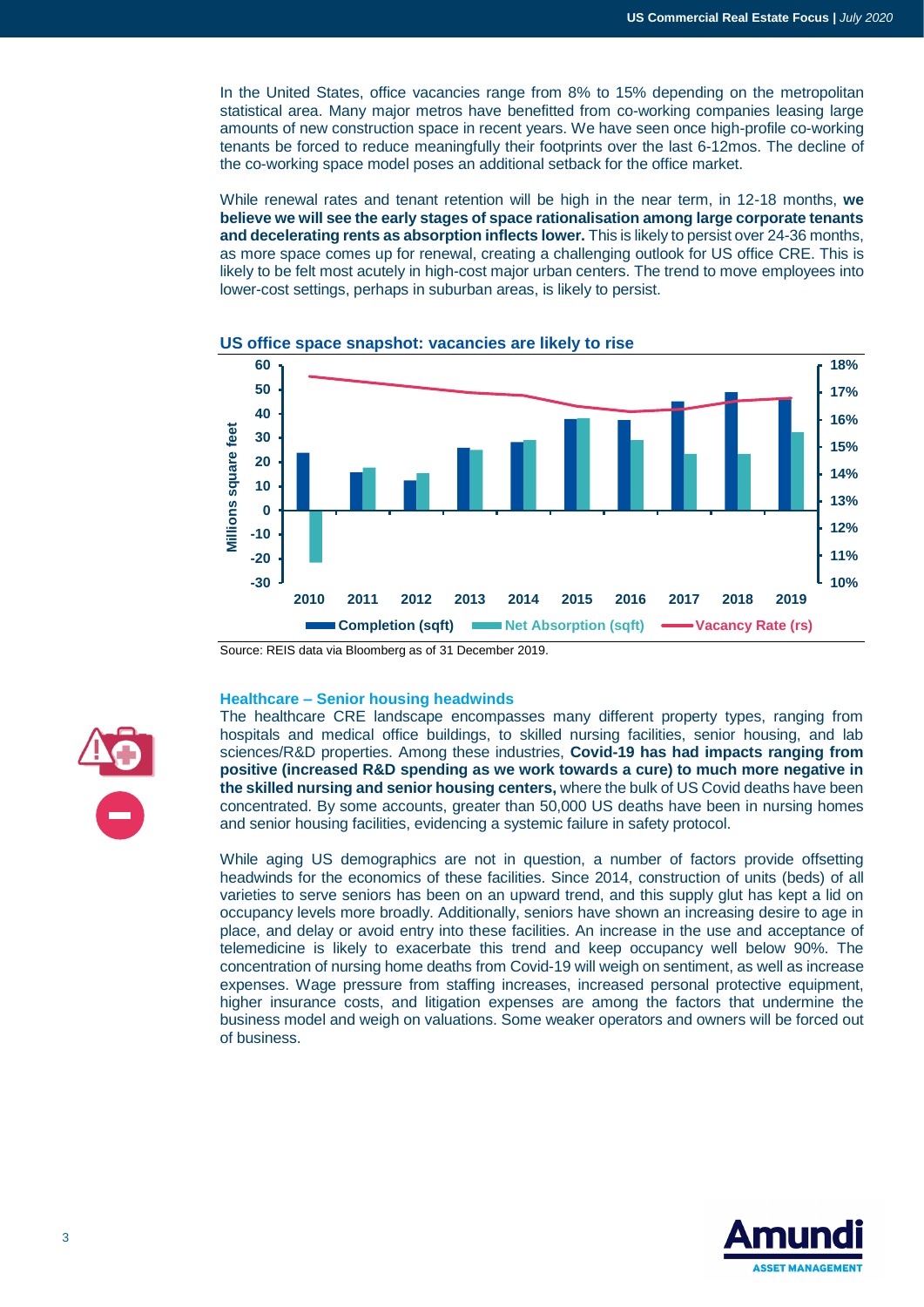In the United States, office vacancies range from 8% to 15% depending on the metropolitan statistical area. Many major metros have benefitted from co-working companies leasing large amounts of new construction space in recent years. We have seen once high-profile co-working tenants be forced to reduce meaningfully their footprints over the last 6-12mos. The decline of the co-working space model poses an additional setback for the office market.

While renewal rates and tenant retention will be high in the near term, in 12-18 months, **we believe we will see the early stages of space rationalisation among large corporate tenants and decelerating rents as absorption inflects lower.** This is likely to persist over 24-36 months, as more space comes up for renewal, creating a challenging outlook for US office CRE. This is likely to be felt most acutely in high-cost major urban centers. The trend to move employees into lower-cost settings, perhaps in suburban areas, is likely to persist.

**US office space snapshot: vacancies are likely to rise**

Source: REIS data via Bloomberg as of 31 December 2019.

### Healthcare – Senior housing headwinds

The healthcare CRE landscape encompasses many different property types, ranging from hospitals and medical office buildings, to skilled nursing facilities, senior housing, and lab sciences/R&D properties. Among these industries, **Covid-19 has had impacts ranging from positive (increased R&D spending as we work towards a cure) to much more negative in the skilled nursing and senior housing centers,** where the bulk of US Covid deaths have been concentrated. By some accounts, greater than 50,000 US deaths have been in nursing homes and senior housing facilities, evidencing a systemic failure in safety protocol.

While aging US demographics are not in question, a number of factors provide offsetting headwinds for the economics of these facilities. Since 2014, construction of units (beds) of all varieties to serve seniors has been on an upward trend, and this supply glut has kept a lid on occupancy levels more broadly. Additionally, seniors have shown an increasing desire to age in place, and delay or avoid entry into these facilities. An increase in the use and acceptance of telemedicine is likely to exacerbate this trend and keep occupancy well below 90%. The concentration of nursing home deaths from Covid-19 will weigh on sentiment, as well as increase expenses. Wage pressure from staffing increases, increased personal protective equipment, higher insurance costs, and litigation expenses are among the factors that undermine the business model and weigh on valuations. Some weaker operators and owners will be forced out of business.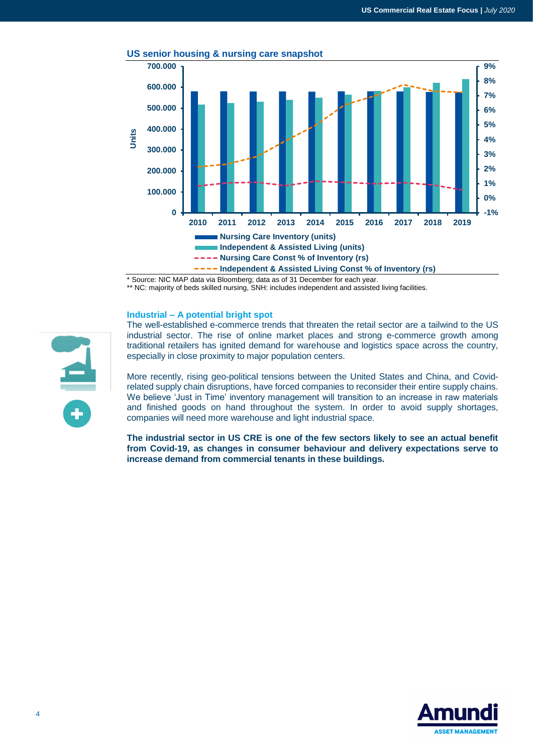### US senior housing & nursing care snapshot

\* Source: NIC MAP data via Bloomberg; data as of 31 December for each year.
\** NC: majority of beds skilled nursing, SNH: includes independent and assisted living facilities.

### Industrial – A potential bright spot

The well-established e-commerce trends that threaten the retail sector are a tailwind to the US industrial sector. The rise of online market places and strong e-commerce growth among traditional retailers has ignited demand for warehouse and logistics space across the country, especially in close proximity to major population centers.

More recently, rising geo-political tensions between the United States and China, and Covid-related supply chain disruptions, have forced companies to reconsider their entire supply chains. We believe 'Just in Time' inventory management will transition to an increase in raw materials and finished goods on hand throughout the system. In order to avoid supply shortages, companies will need more warehouse and light industrial space.

**The industrial sector in US CRE is one of the few sectors likely to see an actual benefit from Covid-19, as changes in consumer behaviour and delivery expectations serve to increase demand from commercial tenants in these buildings.**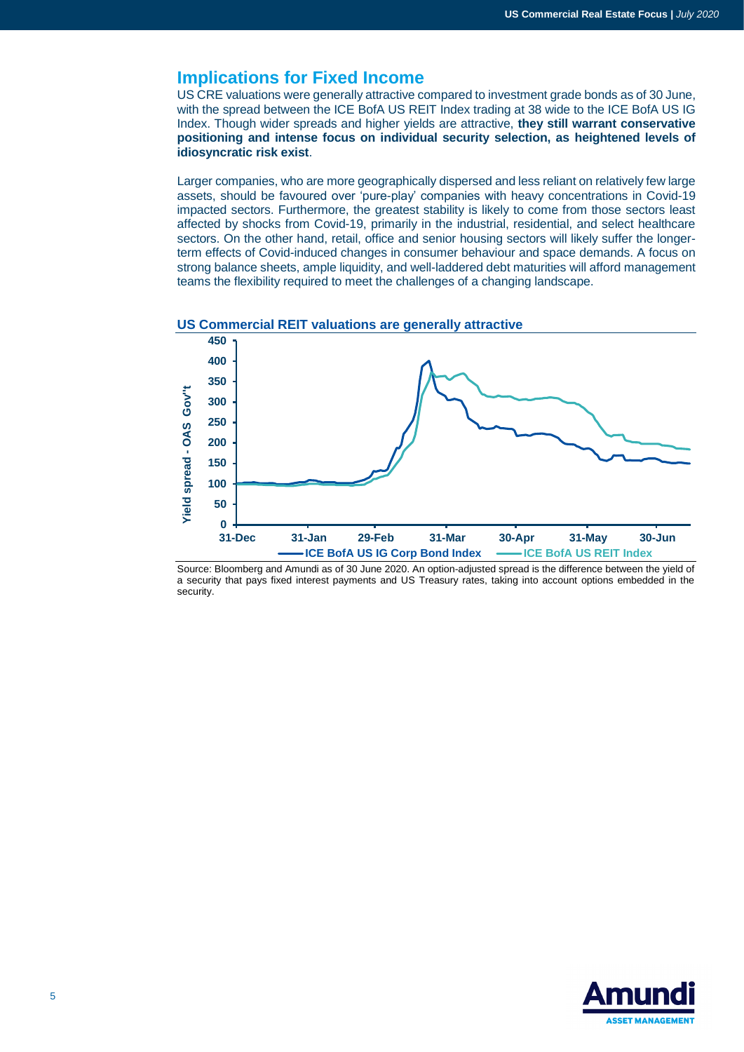## Implications for Fixed Income

US CRE valuations were generally attractive compared to investment grade bonds as of 30 June, with the spread between the ICE BofA US REIT Index trading at 38 wide to the ICE BofA US IG Index. Though wider spreads and higher yields are attractive, **they still warrant conservative positioning and intense focus on individual security selection, as heightened levels of idiosyncratic risk exist**.

Larger companies, who are more geographically dispersed and less reliant on relatively few large assets, should be favoured over 'pure-play' companies with heavy concentrations in Covid-19 impacted sectors. Furthermore, the greatest stability is likely to come from those sectors least affected by shocks from Covid-19, primarily in the industrial, residential, and select healthcare sectors. On the other hand, retail, office and senior housing sectors will likely suffer the longer-term effects of Covid-induced changes in consumer behaviour and space demands. A focus on strong balance sheets, ample liquidity, and well-laddered debt maturities will afford management teams the flexibility required to meet the challenges of a changing landscape.

**US Commercial REIT valuations are generally attractive**

Yield spread - OAS Gov''t

450, 400, 350, 300, 250, 200, 150, 100, 50, 0

31-Dec, 31-Jan, 29-Feb, 31-Mar, 30-Apr, 31-May, 30-Jun

ICE BofA US IG Corp Bond Index — ICE BofA US REIT Index

Source: Bloomberg and Amundi as of 30 June 2020. An option-adjusted spread is the difference between the yield of a security that pays fixed interest payments and US Treasury rates, taking into account options embedded in the security.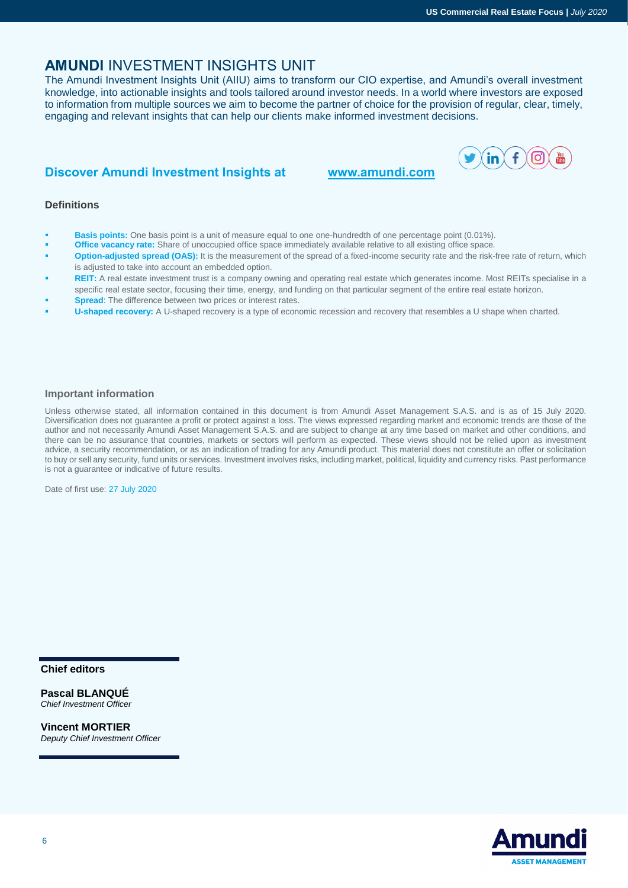# **AMUNDI** INVESTMENT INSIGHTS UNIT

The Amundi Investment Insights Unit (AIIU) aims to transform our CIO expertise, and Amundi's overall investment knowledge, into actionable insights and tools tailored around investor needs. In a world where investors are exposed to information from multiple sources we aim to become the partner of choice for the provision of regular, clear, timely, engaging and relevant insights that can help our clients make informed investment decisions.

**Discover Amundi Investment Insights at** www.amundi.com

### Definitions

- **Basis points:** One basis point is a unit of measure equal to one one-hundredth of one percentage point (0.01%).
- **Office vacancy rate:** Share of unoccupied office space immediately available relative to all existing office space.
- **Option-adjusted spread (OAS):** It is the measurement of the spread of a fixed-income security rate and the risk-free rate of return, which is adjusted to take into account an embedded option.
- **REIT:** A real estate investment trust is a company owning and operating real estate which generates income. Most REITs specialise in a specific real estate sector, focusing their time, energy, and funding on that particular segment of the entire real estate horizon.
- **Spread**: The difference between two prices or interest rates.
- **U-shaped recovery:** A U-shaped recovery is a type of economic recession and recovery that resembles a U shape when charted.

### Important information

Unless otherwise stated, all information contained in this document is from Amundi Asset Management S.A.S. and is as of 15 July 2020. Diversification does not guarantee a profit or protect against a loss. The views expressed regarding market and economic trends are those of the author and not necessarily Amundi Asset Management S.A.S. and are subject to change at any time based on market and other conditions, and there can be no assurance that countries, markets or sectors will perform as expected. These views should not be relied upon as investment advice, a security recommendation, or as an indication of trading for any Amundi product. This material does not constitute an offer or solicitation to buy or sell any security, fund units or services. Investment involves risks, including market, political, liquidity and currency risks. Past performance is not a guarantee or indicative of future results.

Date of first use: 27 July 2020

**Chief editors**

**Pascal BLANQUÉ**
*Chief Investment Officer*

**Vincent MORTIER**
*Deputy Chief Investment Officer*